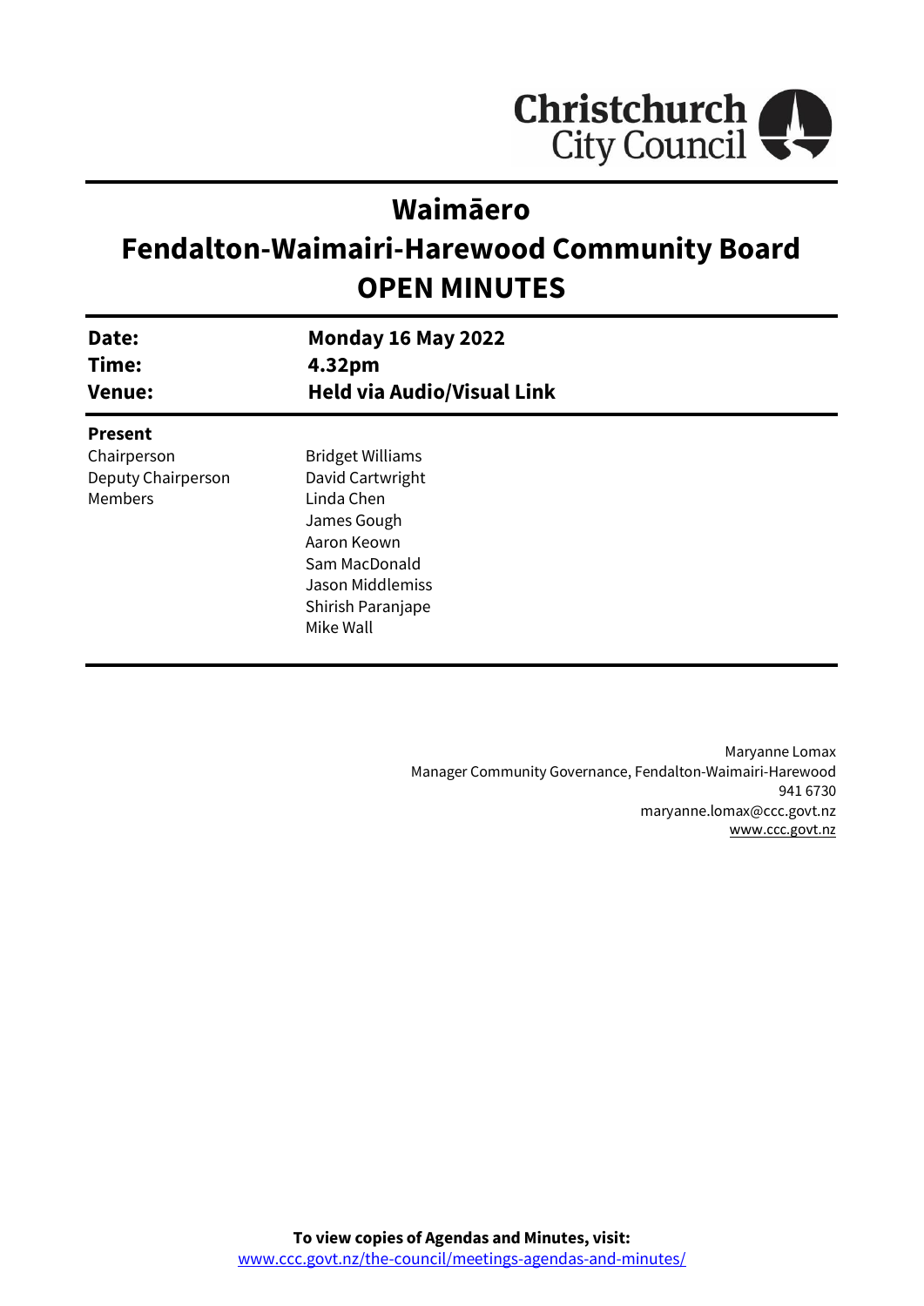Christchurch City Council

# Waimāero
# Fendalton-Waimairi-Harewood Community Board
# OPEN MINUTES

| | |
|---|---|
| **Date:** | **Monday 16 May 2022** |
| **Time:** | **4.32pm** |
| **Venue:** | **Held via Audio/Visual Link** |

**Present**

| | |
|---|---|
| Chairperson | Bridget Williams |
| Deputy Chairperson | David Cartwright |
| Members | Linda Chen |
| | James Gough |
| | Aaron Keown |
| | Sam MacDonald |
| | Jason Middlemiss |
| | Shirish Paranjape |
| | Mike Wall |

Maryanne Lomax
Manager Community Governance, Fendalton-Waimairi-Harewood
941 6730
maryanne.lomax@ccc.govt.nz
www.ccc.govt.nz

**To view copies of Agendas and Minutes, visit:**
www.ccc.govt.nz/the-council/meetings-agendas-and-minutes/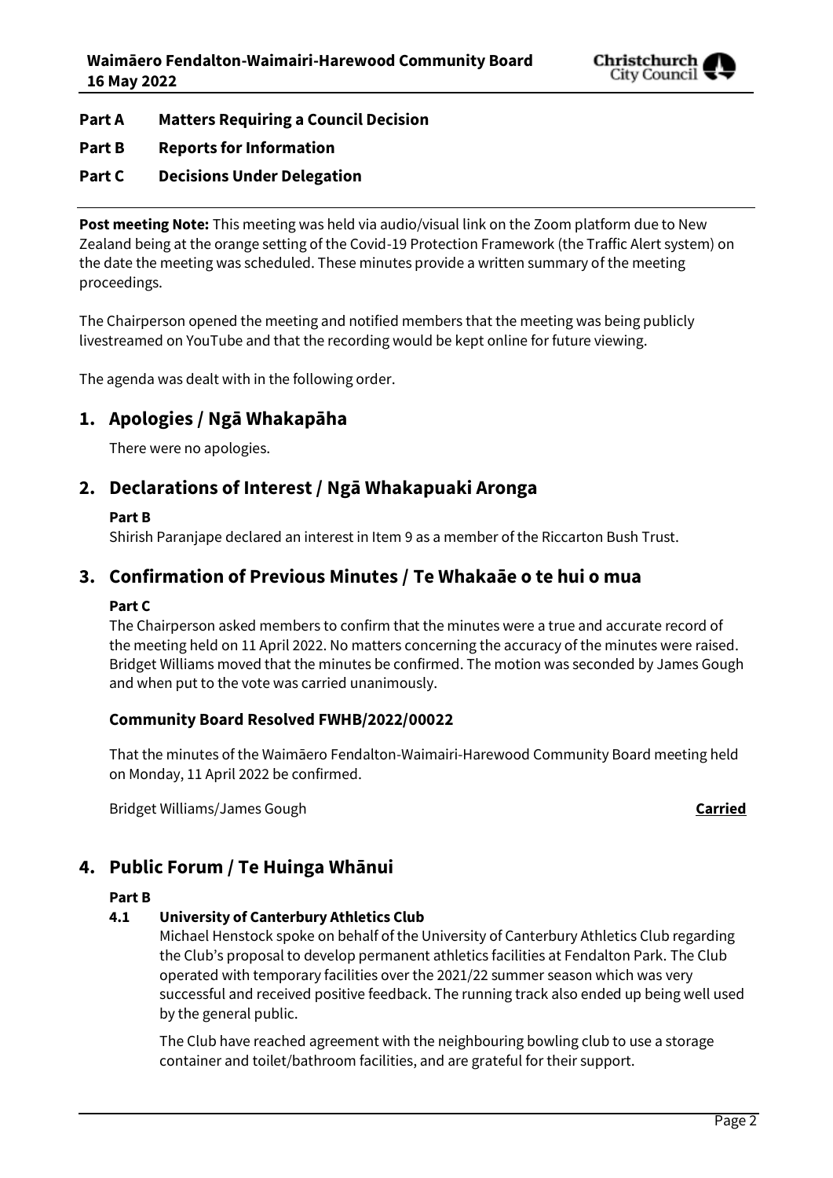**Part A Matters Requiring a Council Decision**

**Part B Reports for Information**

**Part C Decisions Under Delegation**

**Post meeting Note:** This meeting was held via audio/visual link on the Zoom platform due to New Zealand being at the orange setting of the Covid-19 Protection Framework (the Traffic Alert system) on the date the meeting was scheduled. These minutes provide a written summary of the meeting proceedings.

The Chairperson opened the meeting and notified members that the meeting was being publicly livestreamed on YouTube and that the recording would be kept online for future viewing.

The agenda was dealt with in the following order.

## 1. Apologies / Ngā Whakapāha

There were no apologies.

## 2. Declarations of Interest / Ngā Whakapuaki Aronga

**Part B**

Shirish Paranjape declared an interest in Item 9 as a member of the Riccarton Bush Trust.

## 3. Confirmation of Previous Minutes / Te Whakaāe o te hui o mua

**Part C**

The Chairperson asked members to confirm that the minutes were a true and accurate record of the meeting held on 11 April 2022. No matters concerning the accuracy of the minutes were raised. Bridget Williams moved that the minutes be confirmed. The motion was seconded by James Gough and when put to the vote was carried unanimously.

### Community Board Resolved FWHB/2022/00022

That the minutes of the Waimāero Fendalton-Waimairi-Harewood Community Board meeting held on Monday, 11 April 2022 be confirmed.

Bridget Williams/James Gough **Carried**

## 4. Public Forum / Te Huinga Whānui

**Part B**

### 4.1 University of Canterbury Athletics Club

Michael Henstock spoke on behalf of the University of Canterbury Athletics Club regarding the Club's proposal to develop permanent athletics facilities at Fendalton Park. The Club operated with temporary facilities over the 2021/22 summer season which was very successful and received positive feedback. The running track also ended up being well used by the general public.

The Club have reached agreement with the neighbouring bowling club to use a storage container and toilet/bathroom facilities, and are grateful for their support.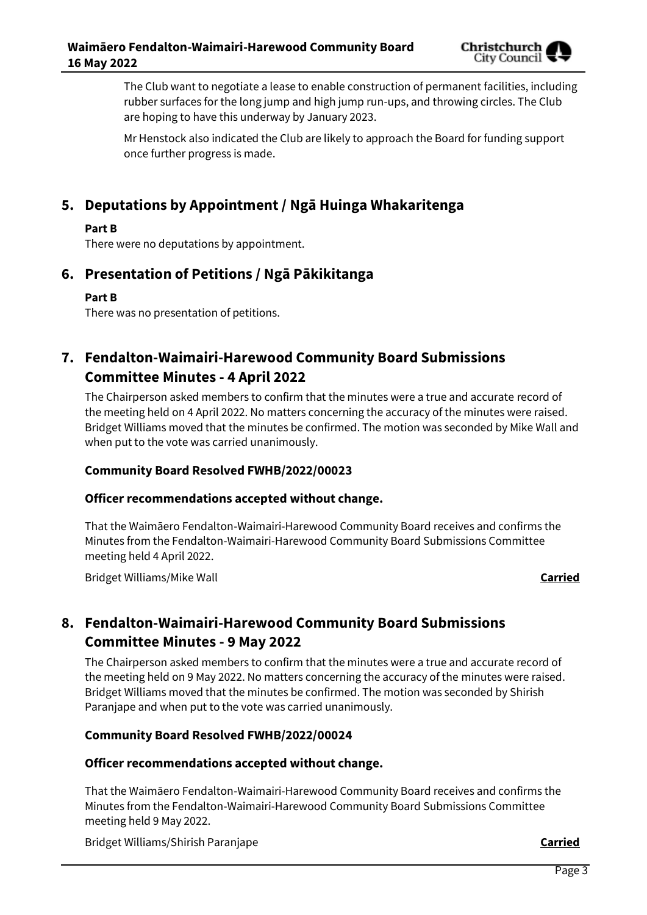The Club want to negotiate a lease to enable construction of permanent facilities, including rubber surfaces for the long jump and high jump run-ups, and throwing circles. The Club are hoping to have this underway by January 2023.

Mr Henstock also indicated the Club are likely to approach the Board for funding support once further progress is made.

## 5. Deputations by Appointment / Ngā Huinga Whakaritenga

**Part B**

There were no deputations by appointment.

## 6. Presentation of Petitions / Ngā Pākikitanga

**Part B**

There was no presentation of petitions.

## 7. Fendalton-Waimairi-Harewood Community Board Submissions Committee Minutes - 4 April 2022

The Chairperson asked members to confirm that the minutes were a true and accurate record of the meeting held on 4 April 2022. No matters concerning the accuracy of the minutes were raised. Bridget Williams moved that the minutes be confirmed. The motion was seconded by Mike Wall and when put to the vote was carried unanimously.

**Community Board Resolved FWHB/2022/00023**

**Officer recommendations accepted without change.**

That the Waimāero Fendalton-Waimairi-Harewood Community Board receives and confirms the Minutes from the Fendalton-Waimairi-Harewood Community Board Submissions Committee meeting held 4 April 2022.

Bridget Williams/Mike Wall **Carried**

## 8. Fendalton-Waimairi-Harewood Community Board Submissions Committee Minutes - 9 May 2022

The Chairperson asked members to confirm that the minutes were a true and accurate record of the meeting held on 9 May 2022. No matters concerning the accuracy of the minutes were raised. Bridget Williams moved that the minutes be confirmed. The motion was seconded by Shirish Paranjape and when put to the vote was carried unanimously.

**Community Board Resolved FWHB/2022/00024**

**Officer recommendations accepted without change.**

That the Waimāero Fendalton-Waimairi-Harewood Community Board receives and confirms the Minutes from the Fendalton-Waimairi-Harewood Community Board Submissions Committee meeting held 9 May 2022.

Bridget Williams/Shirish Paranjape **Carried**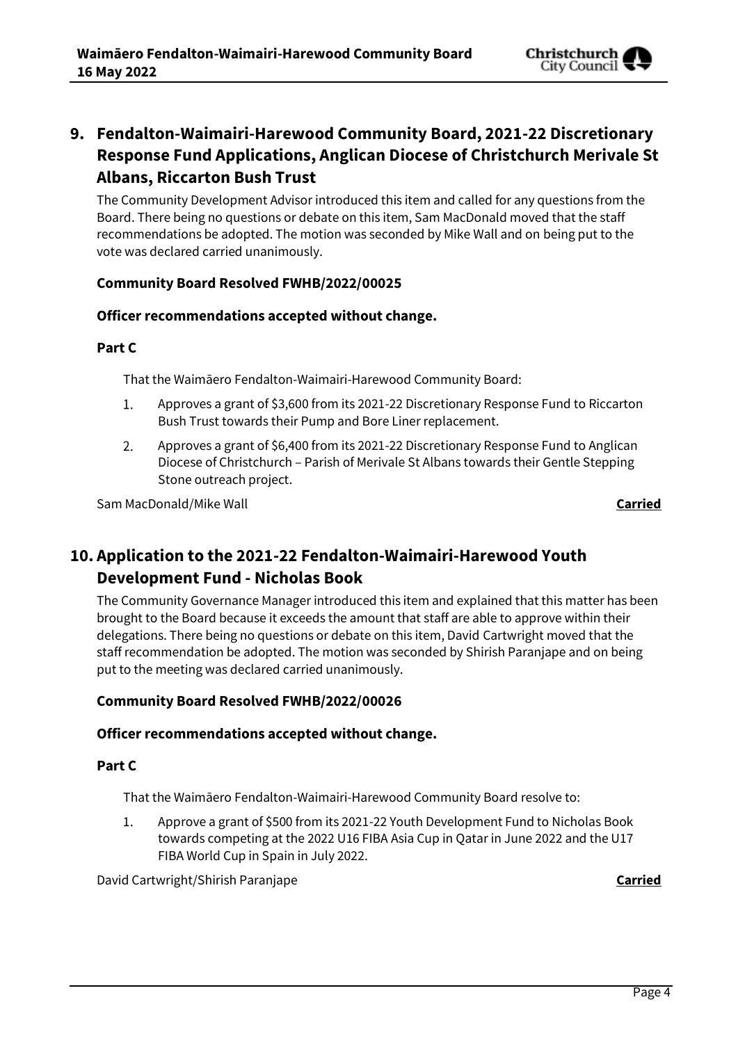## 9. Fendalton-Waimairi-Harewood Community Board, 2021-22 Discretionary Response Fund Applications, Anglican Diocese of Christchurch Merivale St Albans, Riccarton Bush Trust

The Community Development Advisor introduced this item and called for any questions from the Board. There being no questions or debate on this item, Sam MacDonald moved that the staff recommendations be adopted. The motion was seconded by Mike Wall and on being put to the vote was declared carried unanimously.

**Community Board Resolved FWHB/2022/00025**

**Officer recommendations accepted without change.**

**Part C**

That the Waimāero Fendalton-Waimairi-Harewood Community Board:

1. Approves a grant of $3,600 from its 2021-22 Discretionary Response Fund to Riccarton Bush Trust towards their Pump and Bore Liner replacement.
2. Approves a grant of $6,400 from its 2021-22 Discretionary Response Fund to Anglican Diocese of Christchurch – Parish of Merivale St Albans towards their Gentle Stepping Stone outreach project.

Sam MacDonald/Mike Wall **<u>Carried</u>**

## 10. Application to the 2021-22 Fendalton-Waimairi-Harewood Youth Development Fund - Nicholas Book

The Community Governance Manager introduced this item and explained that this matter has been brought to the Board because it exceeds the amount that staff are able to approve within their delegations. There being no questions or debate on this item, David Cartwright moved that the staff recommendation be adopted. The motion was seconded by Shirish Paranjape and on being put to the meeting was declared carried unanimously.

**Community Board Resolved FWHB/2022/00026**

**Officer recommendations accepted without change.**

**Part C**

That the Waimāero Fendalton-Waimairi-Harewood Community Board resolve to:

1. Approve a grant of $500 from its 2021-22 Youth Development Fund to Nicholas Book towards competing at the 2022 U16 FIBA Asia Cup in Qatar in June 2022 and the U17 FIBA World Cup in Spain in July 2022.

David Cartwright/Shirish Paranjape **<u>Carried</u>**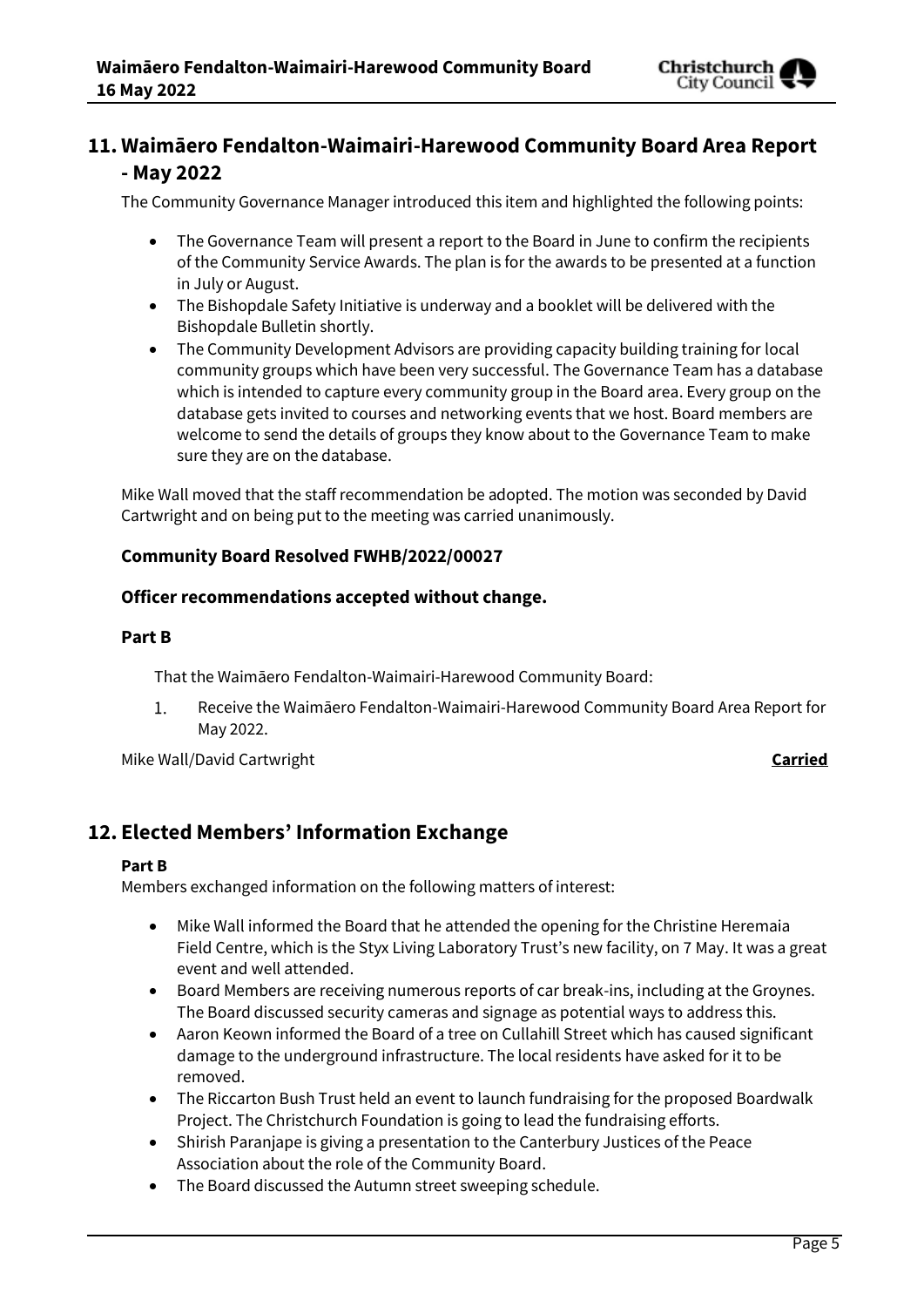## 11. Waimāero Fendalton-Waimairi-Harewood Community Board Area Report - May 2022

The Community Governance Manager introduced this item and highlighted the following points:

- The Governance Team will present a report to the Board in June to confirm the recipients of the Community Service Awards. The plan is for the awards to be presented at a function in July or August.
- The Bishopdale Safety Initiative is underway and a booklet will be delivered with the Bishopdale Bulletin shortly.
- The Community Development Advisors are providing capacity building training for local community groups which have been very successful. The Governance Team has a database which is intended to capture every community group in the Board area. Every group on the database gets invited to courses and networking events that we host. Board members are welcome to send the details of groups they know about to the Governance Team to make sure they are on the database.

Mike Wall moved that the staff recommendation be adopted. The motion was seconded by David Cartwright and on being put to the meeting was carried unanimously.

**Community Board Resolved FWHB/2022/00027**

**Officer recommendations accepted without change.**

**Part B**

That the Waimāero Fendalton-Waimairi-Harewood Community Board:

1. Receive the Waimāero Fendalton-Waimairi-Harewood Community Board Area Report for May 2022.

Mike Wall/David Cartwright **Carried**

## 12. Elected Members' Information Exchange

**Part B**

Members exchanged information on the following matters of interest:

- Mike Wall informed the Board that he attended the opening for the Christine Heremaia Field Centre, which is the Styx Living Laboratory Trust's new facility, on 7 May. It was a great event and well attended.
- Board Members are receiving numerous reports of car break-ins, including at the Groynes. The Board discussed security cameras and signage as potential ways to address this.
- Aaron Keown informed the Board of a tree on Cullahill Street which has caused significant damage to the underground infrastructure. The local residents have asked for it to be removed.
- The Riccarton Bush Trust held an event to launch fundraising for the proposed Boardwalk Project. The Christchurch Foundation is going to lead the fundraising efforts.
- Shirish Paranjape is giving a presentation to the Canterbury Justices of the Peace Association about the role of the Community Board.
- The Board discussed the Autumn street sweeping schedule.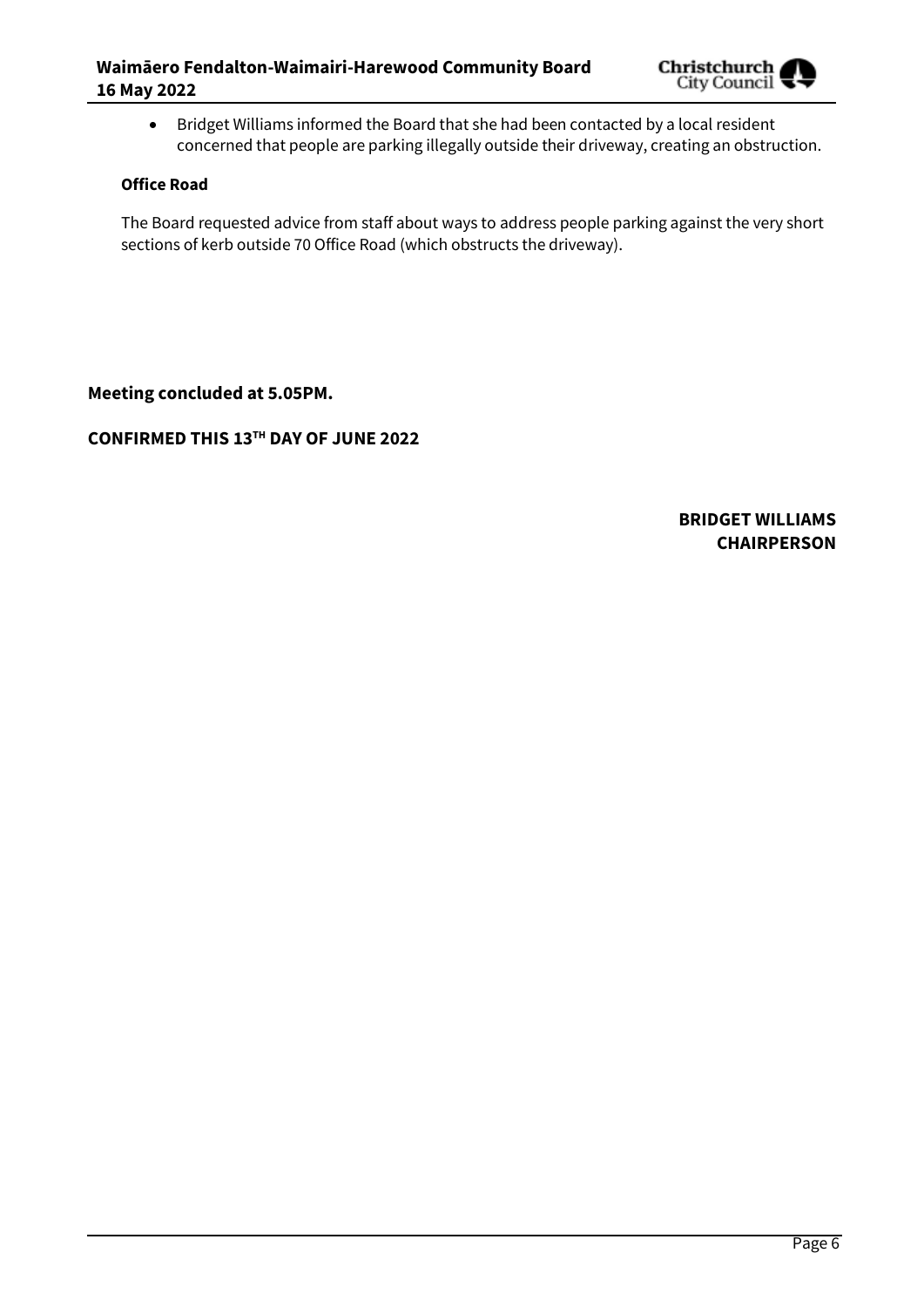- Bridget Williams informed the Board that she had been contacted by a local resident concerned that people are parking illegally outside their driveway, creating an obstruction.

**Office Road**

The Board requested advice from staff about ways to address people parking against the very short sections of kerb outside 70 Office Road (which obstructs the driveway).

**Meeting concluded at 5.05PM.**

**CONFIRMED THIS 13TH DAY OF JUNE 2022**

**BRIDGET WILLIAMS**
**CHAIRPERSON**